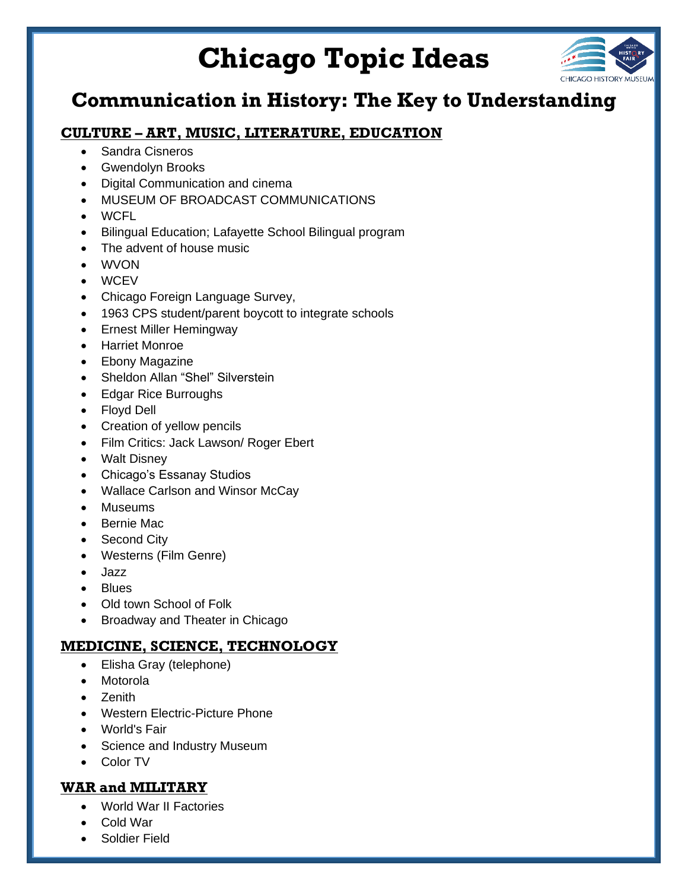# Chicago Topic Ideas

## Communication in History: The Key to Understanding

### CULTURE – ART, MUSIC, LITERATURE, EDUCATION

- Sandra Cisneros
- Gwendolyn Brooks
- Digital Communication and cinema
- MUSEUM OF BROADCAST COMMUNICATIONS
- WCFL
- Bilingual Education; Lafayette School Bilingual program
- The advent of house music
- WVON
- WCEV
- Chicago Foreign Language Survey,
- 1963 CPS student/parent boycott to integrate schools
- Ernest Miller Hemingway
- Harriet Monroe
- Ebony Magazine
- Sheldon Allan "Shel" Silverstein
- Edgar Rice Burroughs
- Floyd Dell
- Creation of yellow pencils
- Film Critics: Jack Lawson/ Roger Ebert
- Walt Disney
- Chicago's Essanay Studios
- Wallace Carlson and Winsor McCay
- Museums
- Bernie Mac
- Second City
- Westerns (Film Genre)
- Jazz
- Blues
- Old town School of Folk
- Broadway and Theater in Chicago

### MEDICINE, SCIENCE, TECHNOLOGY

- Elisha Gray (telephone)
- Motorola
- Zenith
- Western Electric-Picture Phone
- World's Fair
- Science and Industry Museum
- Color TV

### WAR and MILITARY

- World War II Factories
- Cold War
- Soldier Field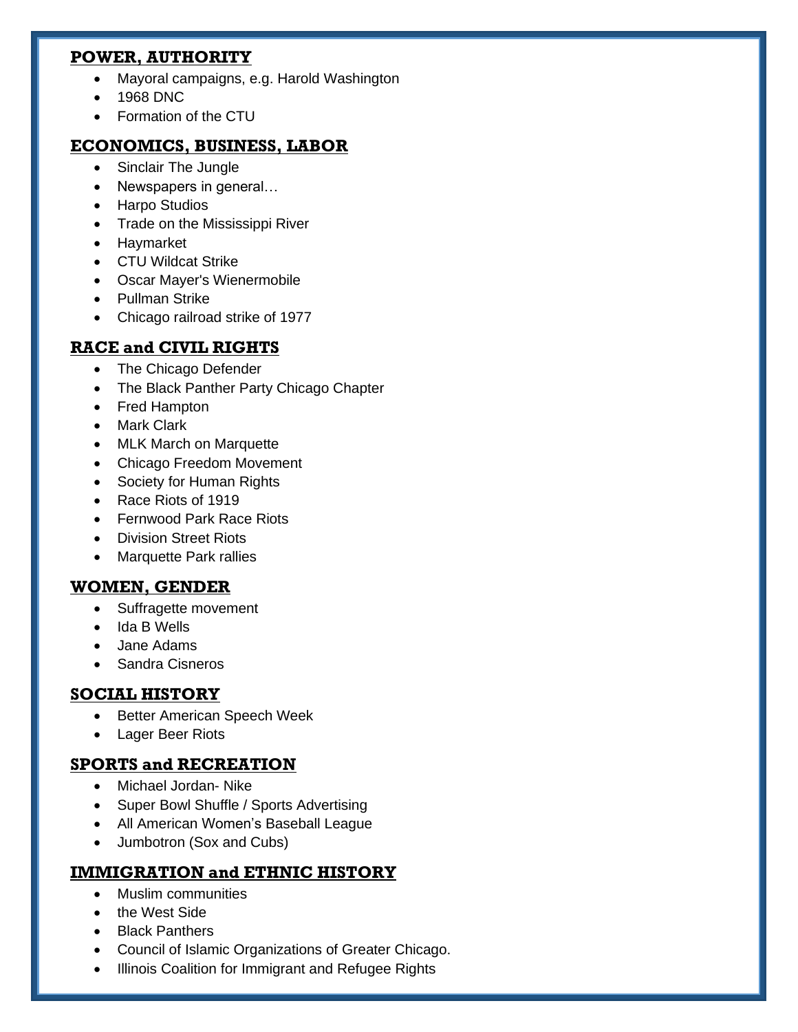## POWER, AUTHORITY

- Mayoral campaigns, e.g. Harold Washington
- 1968 DNC
- Formation of the CTU

## ECONOMICS, BUSINESS, LABOR

- Sinclair The Jungle
- Newspapers in general…
- Harpo Studios
- Trade on the Mississippi River
- Haymarket
- CTU Wildcat Strike
- Oscar Mayer's Wienermobile
- Pullman Strike
- Chicago railroad strike of 1977

## RACE and CIVIL RIGHTS

- The Chicago Defender
- The Black Panther Party Chicago Chapter
- Fred Hampton
- Mark Clark
- MLK March on Marquette
- Chicago Freedom Movement
- Society for Human Rights
- Race Riots of 1919
- Fernwood Park Race Riots
- Division Street Riots
- Marquette Park rallies

## WOMEN, GENDER

- Suffragette movement
- Ida B Wells
- Jane Adams
- Sandra Cisneros

## SOCIAL HISTORY

- Better American Speech Week
- Lager Beer Riots

## SPORTS and RECREATION

- Michael Jordan- Nike
- Super Bowl Shuffle / Sports Advertising
- All American Women's Baseball League
- Jumbotron (Sox and Cubs)

## IMMIGRATION and ETHNIC HISTORY

- Muslim communities
- the West Side
- Black Panthers
- Council of Islamic Organizations of Greater Chicago.
- Illinois Coalition for Immigrant and Refugee Rights